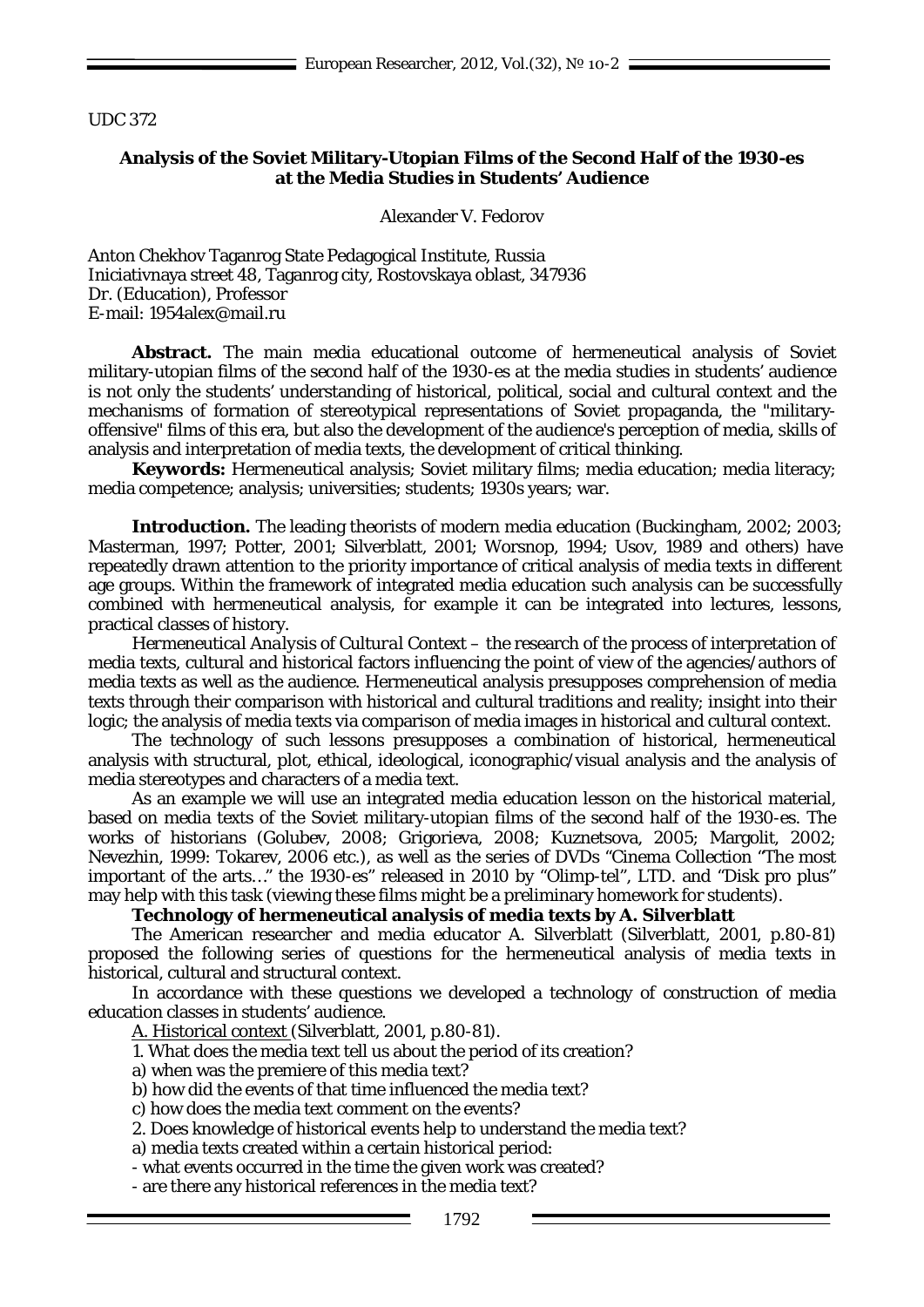UDC 372

# Analysis of the Soviet Military-Utopian Films of the Second Half of the 1930-es at the Media Studies in Students' Audience

Alexander V. Fedorov

Anton Chekhov Taganrog State Pedagogical Institute, Russia
Iniciativnaya street 48, Taganrog city, Rostovskaya oblast, 347936
Dr. (Education), Professor
E-mail: 1954alex@mail.ru

**Abstract.** The main media educational outcome of hermeneutical analysis of Soviet military-utopian films of the second half of the 1930-es at the media studies in students' audience is not only the students' understanding of historical, political, social and cultural context and the mechanisms of formation of stereotypical representations of Soviet propaganda, the "military-offensive" films of this era, but also the development of the audience's perception of media, skills of analysis and interpretation of media texts, the development of critical thinking.

**Keywords:** Hermeneutical analysis; Soviet military films; media education; media literacy; media competence; analysis; universities; students; 1930s years; war.

**Introduction.** The leading theorists of modern media education (Buckingham, 2002; 2003; Masterman, 1997; Potter, 2001; Silverblatt, 2001; Worsnop, 1994; Usov, 1989 and others) have repeatedly drawn attention to the priority importance of critical analysis of media texts in different age groups. Within the framework of integrated media education such analysis can be successfully combined with hermeneutical analysis, for example it can be integrated into lectures, lessons, practical classes of history.

*Hermeneutical Analysis of Cultural Context* – the research of the process of interpretation of media texts, cultural and historical factors influencing the point of view of the agencies/authors of media texts as well as the audience. Hermeneutical analysis presupposes comprehension of media texts through their comparison with historical and cultural traditions and reality; insight into their logic; the analysis of media texts via comparison of media images in historical and cultural context.

The technology of such lessons presupposes a combination of historical, hermeneutical analysis with structural, plot, ethical, ideological, iconographic/visual analysis and the analysis of media stereotypes and characters of a media text.

As an example we will use an integrated media education lesson on the historical material, based on media texts of the Soviet military-utopian films of the second half of the 1930-es. The works of historians (Golubev, 2008; Grigorieva, 2008; Kuznetsova, 2005; Margolit, 2002; Nevezhin, 1999: Tokarev, 2006 etc.), as well as the series of DVDs "Cinema Collection "The most important of the arts…" the 1930-es" released in 2010 by "Olimp-tel", LTD. and "Disk pro plus" may help with this task (viewing these films might be a preliminary homework for students).

**Technology of hermeneutical analysis of media texts by A. Silverblatt**

The American researcher and media educator A. Silverblatt (Silverblatt, 2001, p.80-81) proposed the following series of questions for the hermeneutical analysis of media texts in historical, cultural and structural context.

In accordance with these questions we developed a technology of construction of media education classes in students' audience.

A. Historical context (Silverblatt, 2001, p.80-81).

1. What does the media text tell us about the period of its creation?

a) when was the premiere of this media text?

b) how did the events of that time influenced the media text?

c) how does the media text comment on the events?

2. Does knowledge of historical events help to understand the media text?

a) media texts created within a certain historical period:

- what events occurred in the time the given work was created?

- are there any historical references in the media text?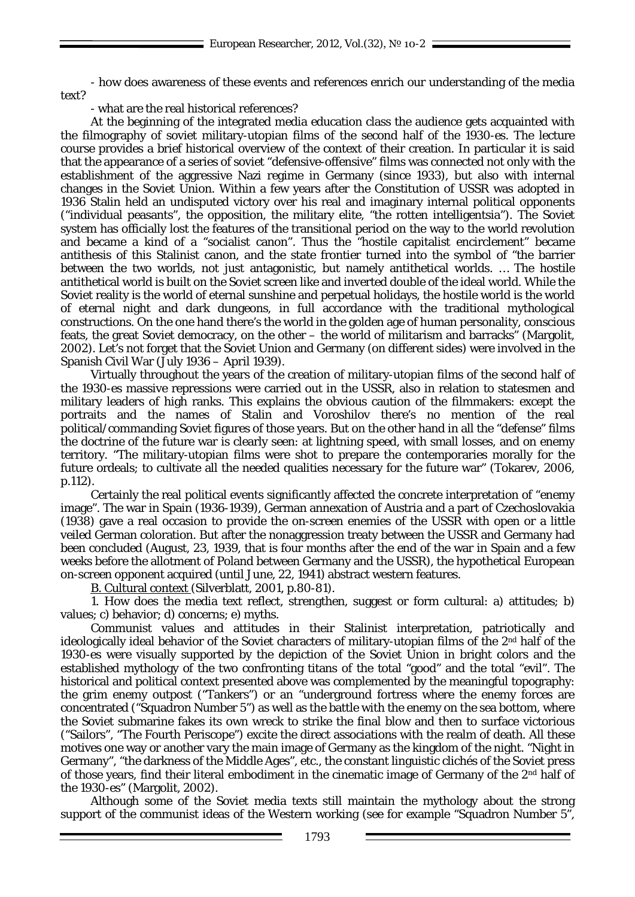- how does awareness of these events and references enrich our understanding of the media text?

- what are the real historical references?

At the beginning of the integrated media education class the audience gets acquainted with the filmography of soviet military-utopian films of the second half of the 1930-es. The lecture course provides a brief historical overview of the context of their creation. In particular it is said that the appearance of a series of soviet "defensive-offensive" films was connected not only with the establishment of the aggressive Nazi regime in Germany (since 1933), but also with internal changes in the Soviet Union. Within a few years after the Constitution of USSR was adopted in 1936 Stalin held an undisputed victory over his real and imaginary internal political opponents ("individual peasants", the opposition, the military elite, "the rotten intelligentsia"). The Soviet system has officially lost the features of the transitional period on the way to the world revolution and became a kind of a "socialist canon". Thus the "hostile capitalist encirclement" became antithesis of this Stalinist canon, and the state frontier turned into the symbol of "the barrier between the two worlds, not just antagonistic, but namely antithetical worlds. … The hostile antithetical world is built on the Soviet screen like and inverted double of the ideal world. While the Soviet reality is the world of eternal sunshine and perpetual holidays, the hostile world is the world of eternal night and dark dungeons, in full accordance with the traditional mythological constructions. On the one hand there's the world in the golden age of human personality, conscious feats, the great Soviet democracy, on the other – the world of militarism and barracks" (Margolit, 2002). Let's not forget that the Soviet Union and Germany (on different sides) were involved in the Spanish Civil War (July 1936 – April 1939).

Virtually throughout the years of the creation of military-utopian films of the second half of the 1930-es massive repressions were carried out in the USSR, also in relation to statesmen and military leaders of high ranks. This explains the obvious caution of the filmmakers: except the portraits and the names of Stalin and Voroshilov there's no mention of the real political/commanding Soviet figures of those years. But on the other hand in all the "defense" films the doctrine of the future war is clearly seen: at lightning speed, with small losses, and on enemy territory. "The military-utopian films were shot to prepare the contemporaries morally for the future ordeals; to cultivate all the needed qualities necessary for the future war" (Tokarev, 2006, p.112).

Certainly the real political events significantly affected the concrete interpretation of "enemy image". The war in Spain (1936-1939), German annexation of Austria and a part of Czechoslovakia (1938) gave a real occasion to provide the on-screen enemies of the USSR with open or a little veiled German coloration. But after the nonaggression treaty between the USSR and Germany had been concluded (August, 23, 1939, that is four months after the end of the war in Spain and a few weeks before the allotment of Poland between Germany and the USSR), the hypothetical European on-screen opponent acquired (until June, 22, 1941) abstract western features.

<u>B. Cultural context</u> (Silverblatt, 2001, p.80-81).

1. How does the media text reflect, strengthen, suggest or form cultural: a) attitudes; b) values; c) behavior; d) concerns; e) myths.

Communist values and attitudes in their Stalinist interpretation, patriotically and ideologically ideal behavior of the Soviet characters of military-utopian films of the 2nd half of the 1930-es were visually supported by the depiction of the Soviet Union in bright colors and the established mythology of the two confronting titans of the total "good" and the total "evil". The historical and political context presented above was complemented by the meaningful topography: the grim enemy outpost ("Tankers") or an "underground fortress where the enemy forces are concentrated ("Squadron Number 5") as well as the battle with the enemy on the sea bottom, where the Soviet submarine fakes its own wreck to strike the final blow and then to surface victorious ("Sailors", "The Fourth Periscope") excite the direct associations with the realm of death. All these motives one way or another vary the main image of Germany as the kingdom of the night. "Night in Germany", "the darkness of the Middle Ages", etc., the constant linguistic clichés of the Soviet press of those years, find their literal embodiment in the cinematic image of Germany of the 2nd half of the 1930-es" (Margolit, 2002).

Although some of the Soviet media texts still maintain the mythology about the strong support of the communist ideas of the Western working (see for example "Squadron Number 5",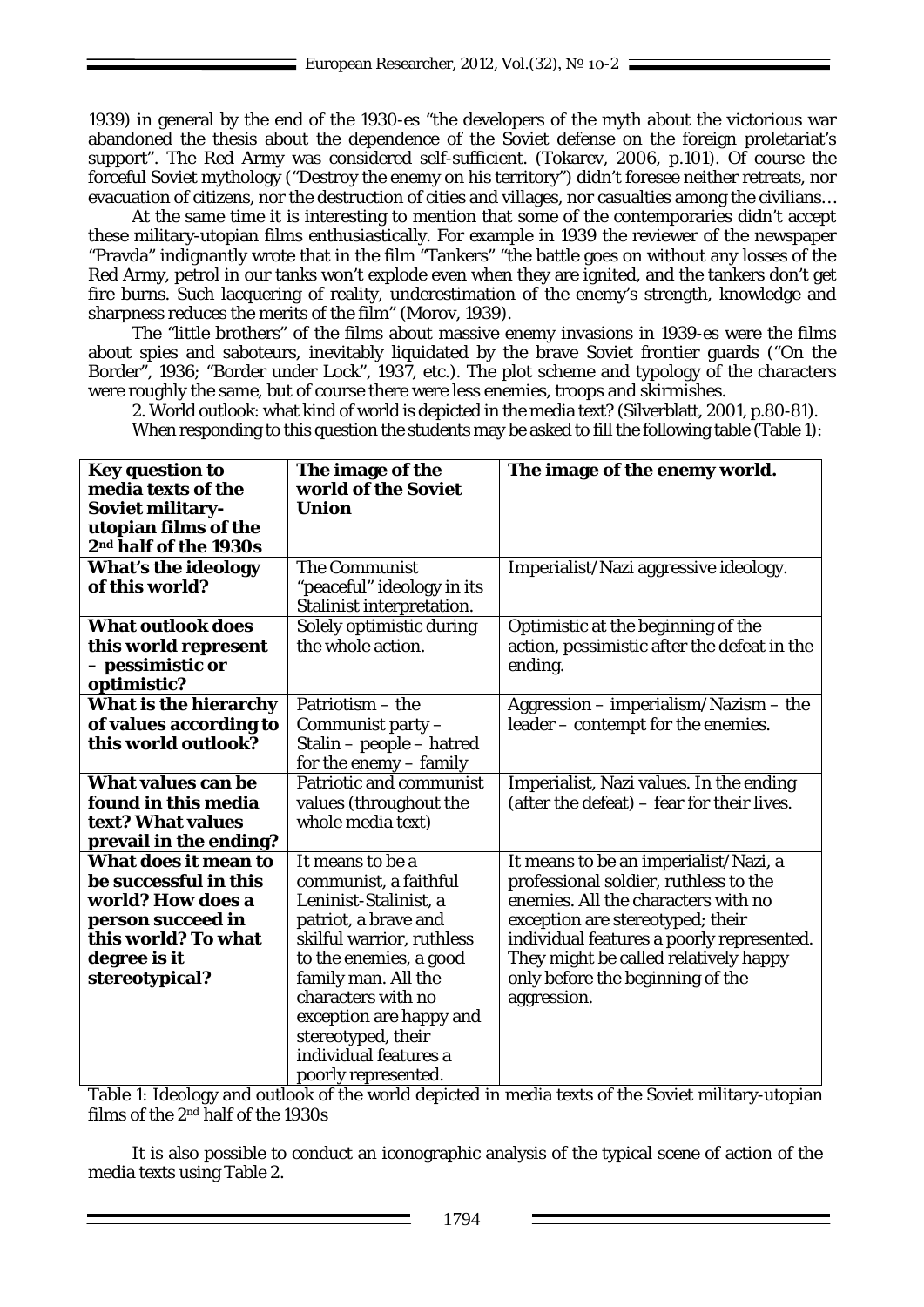1939) in general by the end of the 1930-es "the developers of the myth about the victorious war abandoned the thesis about the dependence of the Soviet defense on the foreign proletariat's support". The Red Army was considered self-sufficient. (Tokarev, 2006, p.101). Of course the forceful Soviet mythology ("Destroy the enemy on his territory") didn't foresee neither retreats, nor evacuation of citizens, nor the destruction of cities and villages, nor casualties among the civilians…

At the same time it is interesting to mention that some of the contemporaries didn't accept these military-utopian films enthusiastically. For example in 1939 the reviewer of the newspaper "Pravda" indignantly wrote that in the film "Tankers" "the battle goes on without any losses of the Red Army, petrol in our tanks won't explode even when they are ignited, and the tankers don't get fire burns. Such lacquering of reality, underestimation of the enemy's strength, knowledge and sharpness reduces the merits of the film" (Morov, 1939).

The "little brothers" of the films about massive enemy invasions in 1939-es were the films about spies and saboteurs, inevitably liquidated by the brave Soviet frontier guards ("On the Border", 1936; "Border under Lock", 1937, etc.). The plot scheme and typology of the characters were roughly the same, but of course there were less enemies, troops and skirmishes.

2. World outlook: what kind of world is depicted in the media text? (Silverblatt, 2001, p.80-81).

When responding to this question the students may be asked to fill the following table (Table 1):

| **Key question to media texts of the Soviet military-utopian films of the 2nd half of the 1930s** | **The image of the world of the Soviet Union** | **The image of the enemy world.** |
|---|---|---|
| **What's the ideology of this world?** | The Communist "peaceful" ideology in its Stalinist interpretation. | Imperialist/Nazi aggressive ideology. |
| **What outlook does this world represent – pessimistic or optimistic?** | Solely optimistic during the whole action. | Optimistic at the beginning of the action, pessimistic after the defeat in the ending. |
| **What is the hierarchy of values according to this world outlook?** | Patriotism – the Communist party – Stalin – people – hatred for the enemy – family | Aggression – imperialism/Nazism – the leader – contempt for the enemies. |
| **What values can be found in this media text? What values prevail in the ending?** | Patriotic and communist values (throughout the whole media text) | Imperialist, Nazi values. In the ending (after the defeat) – fear for their lives. |
| **What does it mean to be successful in this world? How does a person succeed in this world? To what degree is it stereotypical?** | It means to be a communist, a faithful Leninist-Stalinist, a patriot, a brave and skilful warrior, ruthless to the enemies, a good family man. All the characters with no exception are happy and stereotyped, their individual features a poorly represented. | It means to be an imperialist/Nazi, a professional soldier, ruthless to the enemies. All the characters with no exception are stereotyped; their individual features a poorly represented. They might be called relatively happy only before the beginning of the aggression. |

Table 1: Ideology and outlook of the world depicted in media texts of the Soviet military-utopian films of the 2nd half of the 1930s

It is also possible to conduct an iconographic analysis of the typical scene of action of the media texts using Table 2.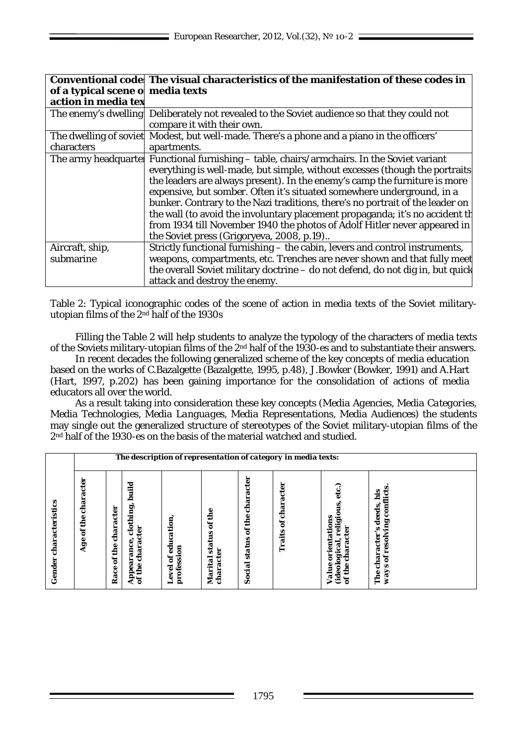| Conventional codes of a typical scene of action in media texts | The visual characteristics of the manifestation of these codes in media texts |
|---|---|
| The enemy's dwelling | Deliberately not revealed to the Soviet audience so that they could not compare it with their own. |
| The dwelling of soviet characters | Modest, but well-made. There's a phone and a piano in the officers' apartments. |
| The army headquarters | Functional furnishing – table, chairs/armchairs. In the Soviet variant everything is well-made, but simple, without excesses (though the portraits the leaders are always present). In the enemy's camp the furniture is more expensive, but somber. Often it's situated somewhere underground, in a bunker. Contrary to the Nazi traditions, there's no portrait of the leader on the wall (to avoid the involuntary placement propaganda; it's no accident th from 1934 till November 1940 the photos of Adolf Hitler never appeared in the Soviet press (Grigoryeva, 2008, p.19).. |
| Aircraft, ship, submarine | Strictly functional furnishing – the cabin, levers and control instruments, weapons, compartments, etc. Trenches are never shown and that fully meet the overall Soviet military doctrine – do not defend, do not dig in, but quick attack and destroy the enemy. |

Table 2: Typical iconographic codes of the scene of action in media texts of the Soviet military-utopian films of the 2nd half of the 1930s

Filling the Table 2 will help students to analyze the typology of the characters of media texts of the Soviets military-utopian films of the 2nd half of the 1930-es and to substantiate their answers.

In recent decades the following generalized scheme of the key concepts of media education based on the works of C.Bazalgette (Bazalgette, 1995, p.48), J.Bowker (Bowker, 1991) and A.Hart (Hart, 1997, p.202) has been gaining importance for the consolidation of actions of media educators all over the world.

As a result taking into consideration these key concepts (*Media Agencies, Media Categories, Media Technologies, Media Languages, Media Representations, Media Audiences*) the students may single out the generalized structure of stereotypes of the Soviet military-utopian films of the 2nd half of the 1930-es on the basis of the material watched and studied.

| | ***The description of representation of category in media texts:*** | | | | | | | | |
|---|---|---|---|---|---|---|---|---|---|
| **Gender characteristics** | **Age of the character** | **Race of the character** | **Appearance, clothing, build of the character** | **Level of education, profession** | **Marital status of the character** | **Social status of the character** | **Traits of character** | **Value orientations (ideological, religious, etc.) of the character** | **The character's deeds, his ways of resolving conflicts.** |
| | | | | | | | | | |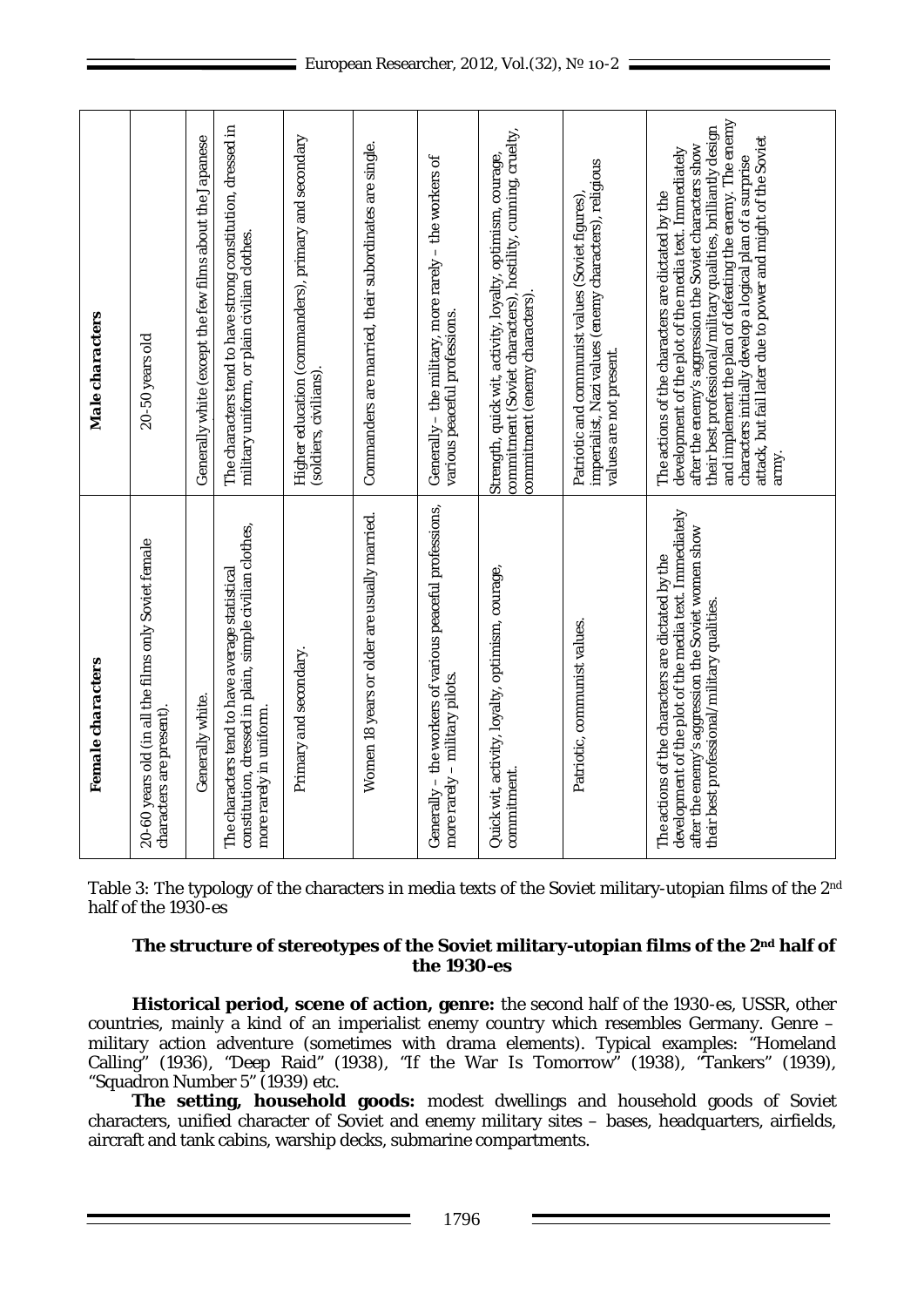| Female characters | Male characters |
|---|---|
| 20-60 years old (in all the films only Soviet female characters are present). | 20-50 years old |
| Generally white. | Generally white (except the few films about the Japanese |
| The characters tend to have average statistical constitution, dressed in plain, simple civilian clothes, more rarely in uniform. | The characters tend to have strong constitution, dressed in military uniform, or plain civilian clothes. |
| Primary and secondary. | Higher education (commanders), primary and secondary (soldiers, civilians). |
| Women 18 years or older are usually married. | Commanders are married, their subordinates are single. |
| Generally – the workers of various peaceful professions, more rarely – military pilots. | Generally – the military, more rarely – the workers of various peaceful professions. |
| Quick wit, activity, loyalty, optimism, courage, commitment. | Strength, quick wit, activity, loyalty, optimism, courage, commitment (Soviet characters), hostility, cunning, cruelty, commitment (enemy characters). |
| Patriotic, communist values. | Patriotic and communist values (Soviet figures), imperialist, Nazi values (enemy characters), religious values are not present. |
| The actions of the characters are dictated by the development of the plot of the media text. Immediately after the enemy's aggression the Soviet women show their best professional/military qualities. | The actions of the characters are dictated by the development of the plot of the media text. Immediately after the enemy's aggression the Soviet characters show their best professional/military qualities, brilliantly design and implement the plan of defeating the enemy. The enemy characters initially develop a logical plan of a surprise attack, but fail later due to power and might of the Soviet army. |

Table 3: The typology of the characters in media texts of the Soviet military-utopian films of the 2nd half of the 1930-es

**The structure of stereotypes of the Soviet military-utopian films of the 2nd half of the 1930-es**

**Historical period, scene of action, genre:** the second half of the 1930-es, USSR, other countries, mainly a kind of an imperialist enemy country which resembles Germany. Genre – military action adventure (sometimes with drama elements). Typical examples: "Homeland Calling" (1936), "Deep Raid" (1938), "If the War Is Tomorrow" (1938), "Tankers" (1939), "Squadron Number 5" (1939) etc.

**The setting, household goods:** modest dwellings and household goods of Soviet characters, unified character of Soviet and enemy military sites – bases, headquarters, airfields, aircraft and tank cabins, warship decks, submarine compartments.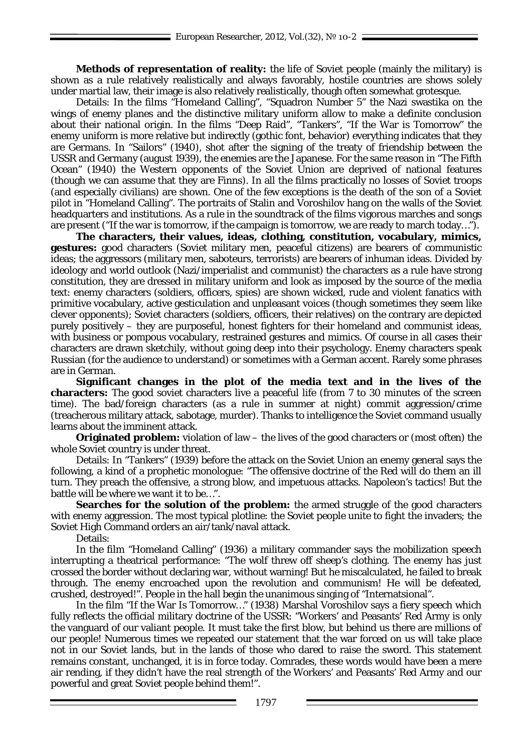**Methods of representation of reality:** the life of Soviet people (mainly the military) is shown as a rule relatively realistically and always favorably, hostile countries are shows solely under martial law, their image is also relatively realistically, though often somewhat grotesque.

Details: In the films "Homeland Calling", "Squadron Number 5" the Nazi swastika on the wings of enemy planes and the distinctive military uniform allow to make a definite conclusion about their national origin. In the films "Deep Raid", "Tankers", "If the War is Tomorrow" the enemy uniform is more relative but indirectly (gothic font, behavior) everything indicates that they are Germans. In "Sailors" (1940), shot after the signing of the treaty of friendship between the USSR and Germany (august 1939), the enemies are the Japanese. For the same reason in "The Fifth Ocean" (1940) the Western opponents of the Soviet Union are deprived of national features (though we can assume that they are Finns). In all the films practically no losses of Soviet troops (and especially civilians) are shown. One of the few exceptions is the death of the son of a Soviet pilot in "Homeland Calling". The portraits of Stalin and Voroshilov hang on the walls of the Soviet headquarters and institutions. As a rule in the soundtrack of the films vigorous marches and songs are present ("If the war is tomorrow, if the campaign is tomorrow, we are ready to march today…").

**The characters, their values, ideas, clothing, constitution, vocabulary, mimics, gestures:** good characters (Soviet military men, peaceful citizens) are bearers of communistic ideas; the aggressors (military men, saboteurs, terrorists) are bearers of inhuman ideas. Divided by ideology and world outlook (Nazi/imperialist and communist) the characters as a rule have strong constitution, they are dressed in military uniform and look as imposed by the source of the media text: enemy characters (soldiers, officers, spies) are shown wicked, rude and violent fanatics with primitive vocabulary, active gesticulation and unpleasant voices (though sometimes they seem like clever opponents); Soviet characters (soldiers, officers, their relatives) on the contrary are depicted purely positively – they are purposeful, honest fighters for their homeland and communist ideas, with business or pompous vocabulary, restrained gestures and mimics. Of course in all cases their characters are drawn sketchily, without going deep into their psychology. Enemy characters speak Russian (for the audience to understand) or sometimes with a German accent. Rarely some phrases are in German.

**Significant changes in the plot of the media text and in the lives of the characters:** The good soviet characters live a peaceful life (from 7 to 30 minutes of the screen time). The bad/foreign characters (as a rule in summer at night) commit aggression/crime (treacherous military attack, sabotage, murder). Thanks to intelligence the Soviet command usually learns about the imminent attack.

**Originated problem:** violation of law – the lives of the good characters or (most often) the whole Soviet country is under threat.

Details: In "Tankers" (1939) before the attack on the Soviet Union an enemy general says the following, a kind of a prophetic monologue: "The offensive doctrine of the Red will do them an ill turn. They preach the offensive, a strong blow, and impetuous attacks. Napoleon's tactics! But the battle will be where we want it to be…".

**Searches for the solution of the problem:** the armed struggle of the good characters with enemy aggression. The most typical plotline: the Soviet people unite to fight the invaders; the Soviet High Command orders an air/tank/naval attack.

Details:

In the film "Homeland Calling" (1936) a military commander says the mobilization speech interrupting a theatrical performance: "The wolf threw off sheep's clothing. The enemy has just crossed the border without declaring war, without warning! But he miscalculated, he failed to break through. The enemy encroached upon the revolution and communism! He will be defeated, crushed, destroyed!". People in the hall begin the unanimous singing of "Internatsional".

In the film "If the War Is Tomorrow…" (1938) Marshal Voroshilov says a fiery speech which fully reflects the official military doctrine of the USSR: "Workers' and Peasants' Red Army is only the vanguard of our valiant people. It must take the first blow, but behind us there are millions of our people! Numerous times we repeated our statement that the war forced on us will take place not in our Soviet lands, but in the lands of those who dared to raise the sword. This statement remains constant, unchanged, it is in force today. Comrades, these words would have been a mere air rending, if they didn't have the real strength of the Workers' and Peasants' Red Army and our powerful and great Soviet people behind them!".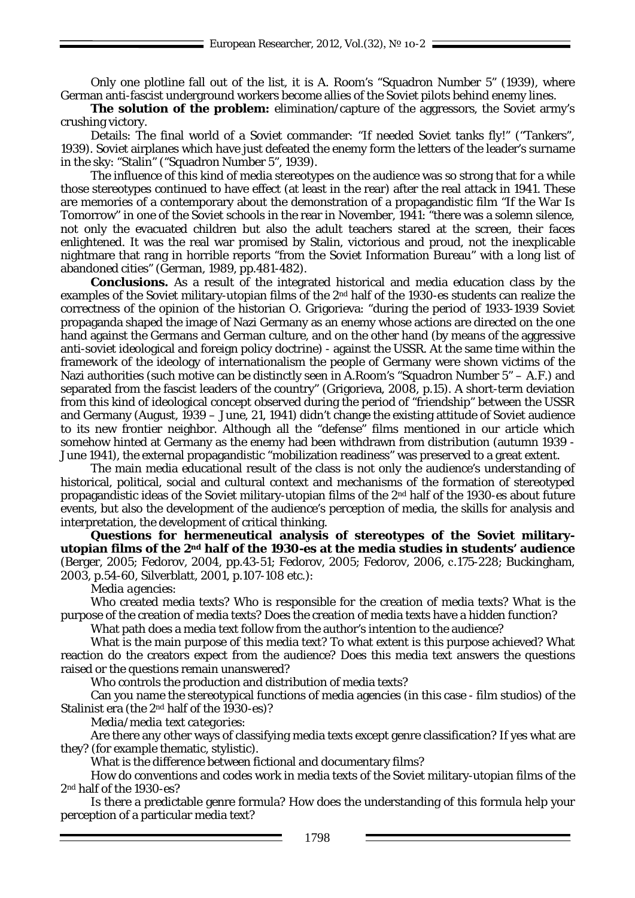Only one plotline fall out of the list, it is A. Room's "Squadron Number 5" (1939), where German anti-fascist underground workers become allies of the Soviet pilots behind enemy lines.

**The solution of the problem:** elimination/capture of the aggressors, the Soviet army's crushing victory.

Details: The final world of a Soviet commander: "If needed Soviet tanks fly!" ("Tankers", 1939). Soviet airplanes which have just defeated the enemy form the letters of the leader's surname in the sky: "Stalin" ("Squadron Number 5", 1939).

The influence of this kind of media stereotypes on the audience was so strong that for a while those stereotypes continued to have effect (at least in the rear) after the real attack in 1941. These are memories of a contemporary about the demonstration of a propagandistic film "If the War Is Tomorrow" in one of the Soviet schools in the rear in November, 1941: "there was a solemn silence, not only the evacuated children but also the adult teachers stared at the screen, their faces enlightened. It was the real war promised by Stalin, victorious and proud, not the inexplicable nightmare that rang in horrible reports "from the Soviet Information Bureau" with a long list of abandoned cities" (German, 1989, pp.481-482).

**Conclusions.** As a result of the integrated historical and media education class by the examples of the Soviet military-utopian films of the 2nd half of the 1930-es students can realize the correctness of the opinion of the historian O. Grigorieva: "during the period of 1933-1939 Soviet propaganda shaped the image of Nazi Germany as an enemy whose actions are directed on the one hand against the Germans and German culture, and on the other hand (by means of the aggressive anti-soviet ideological and foreign policy doctrine) - against the USSR. At the same time within the framework of the ideology of internationalism the people of Germany were shown victims of the Nazi authorities (such motive can be distinctly seen in A.Room's "Squadron Number 5" – A.F.) and separated from the fascist leaders of the country" (Grigorieva, 2008, p.15). A short-term deviation from this kind of ideological concept observed during the period of "friendship" between the USSR and Germany (August, 1939 – June, 21, 1941) didn't change the existing attitude of Soviet audience to its new frontier neighbor. Although all the "defense" films mentioned in our article which somehow hinted at Germany as the enemy had been withdrawn from distribution (autumn 1939 - June 1941), the external propagandistic "mobilization readiness" was preserved to a great extent.

The main media educational result of the class is not only the audience's understanding of historical, political, social and cultural context and mechanisms of the formation of stereotyped propagandistic ideas of the Soviet military-utopian films of the 2nd half of the 1930-es about future events, but also the development of the audience's perception of media, the skills for analysis and interpretation, the development of critical thinking.

**Questions for hermeneutical analysis of stereotypes of the Soviet military-utopian films of the 2nd half of the 1930-es at the media studies in students' audience** (Berger, 2005; Fedorov, 2004, pp.43-51; Fedorov, 2005; Fedorov, 2006, c.175-228; Buckingham, 2003, p.54-60, Silverblatt, 2001, p.107-108 etc.):

*Media agencies:*

Who created media texts? Who is responsible for the creation of media texts? What is the purpose of the creation of media texts? Does the creation of media texts have a hidden function?

What path does a media text follow from the author's intention to the audience?

What is the main purpose of this media text? To what extent is this purpose achieved? What reaction do the creators expect from the audience? Does this media text answers the questions raised or the questions remain unanswered?

Who controls the production and distribution of media texts?

Can you name the stereotypical functions of media agencies (in this case - film studios) of the Stalinist era (the 2nd half of the 1930-es)?

*Media/media text categories:*

Are there any other ways of classifying media texts except genre classification? If yes what are they? (for example thematic, stylistic).

What is the difference between fictional and documentary films?

How do conventions and codes work in media texts of the Soviet military-utopian films of the 2nd half of the 1930-es?

Is there a predictable genre formula? How does the understanding of this formula help your perception of a particular media text?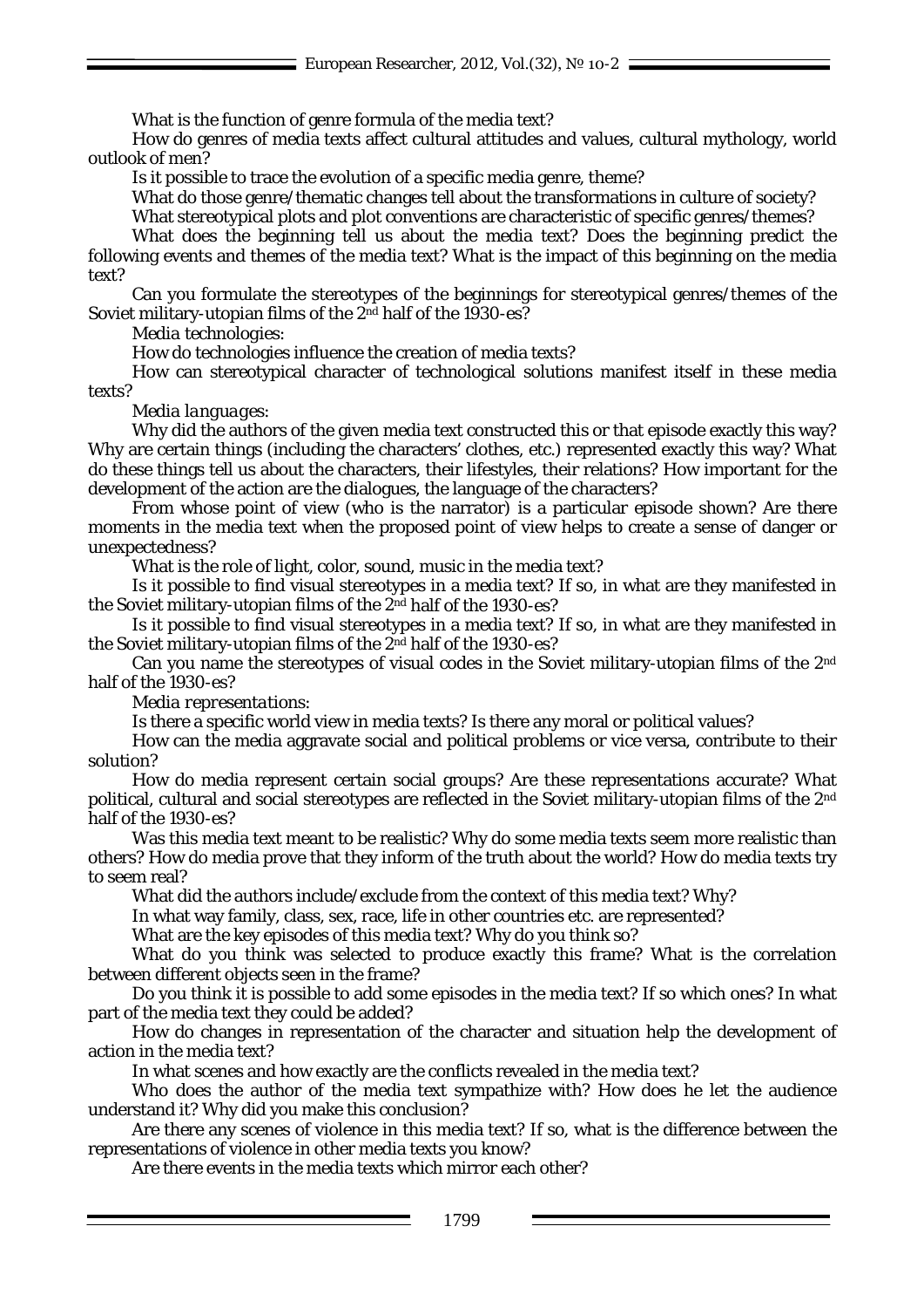What is the function of genre formula of the media text?

How do genres of media texts affect cultural attitudes and values, cultural mythology, world outlook of men?

Is it possible to trace the evolution of a specific media genre, theme?

What do those genre/thematic changes tell about the transformations in culture of society?

What stereotypical plots and plot conventions are characteristic of specific genres/themes?

What does the beginning tell us about the media text? Does the beginning predict the following events and themes of the media text? What is the impact of this beginning on the media text?

Can you formulate the stereotypes of the beginnings for stereotypical genres/themes of the Soviet military-utopian films of the 2nd half of the 1930-es?

*Media technologies*:

How do technologies influence the creation of media texts?

How can stereotypical character of technological solutions manifest itself in these media texts?

*Media languages*:

Why did the authors of the given media text constructed this or that episode exactly this way? Why are certain things (including the characters' clothes, etc.) represented exactly this way? What do these things tell us about the characters, their lifestyles, their relations? How important for the development of the action are the dialogues, the language of the characters?

From whose point of view (who is the narrator) is a particular episode shown? Are there moments in the media text when the proposed point of view helps to create a sense of danger or unexpectedness?

What is the role of light, color, sound, music in the media text?

Is it possible to find visual stereotypes in a media text? If so, in what are they manifested in the Soviet military-utopian films of the 2nd half of the 1930-es?

Is it possible to find visual stereotypes in a media text? If so, in what are they manifested in the Soviet military-utopian films of the 2nd half of the 1930-es?

Can you name the stereotypes of visual codes in the Soviet military-utopian films of the 2nd half of the 1930-es?

*Media representations*:

Is there a specific world view in media texts? Is there any moral or political values?

How can the media aggravate social and political problems or vice versa, contribute to their solution?

How do media represent certain social groups? Are these representations accurate? What political, cultural and social stereotypes are reflected in the Soviet military-utopian films of the 2nd half of the 1930-es?

Was this media text meant to be realistic? Why do some media texts seem more realistic than others? How do media prove that they inform of the truth about the world? How do media texts try to seem real?

What did the authors include/exclude from the context of this media text? Why?

In what way family, class, sex, race, life in other countries etc. are represented?

What are the key episodes of this media text? Why do you think so?

What do you think was selected to produce exactly this frame? What is the correlation between different objects seen in the frame?

Do you think it is possible to add some episodes in the media text? If so which ones? In what part of the media text they could be added?

How do changes in representation of the character and situation help the development of action in the media text?

In what scenes and how exactly are the conflicts revealed in the media text?

Who does the author of the media text sympathize with? How does he let the audience understand it? Why did you make this conclusion?

Are there any scenes of violence in this media text? If so, what is the difference between the representations of violence in other media texts you know?

Are there events in the media texts which mirror each other?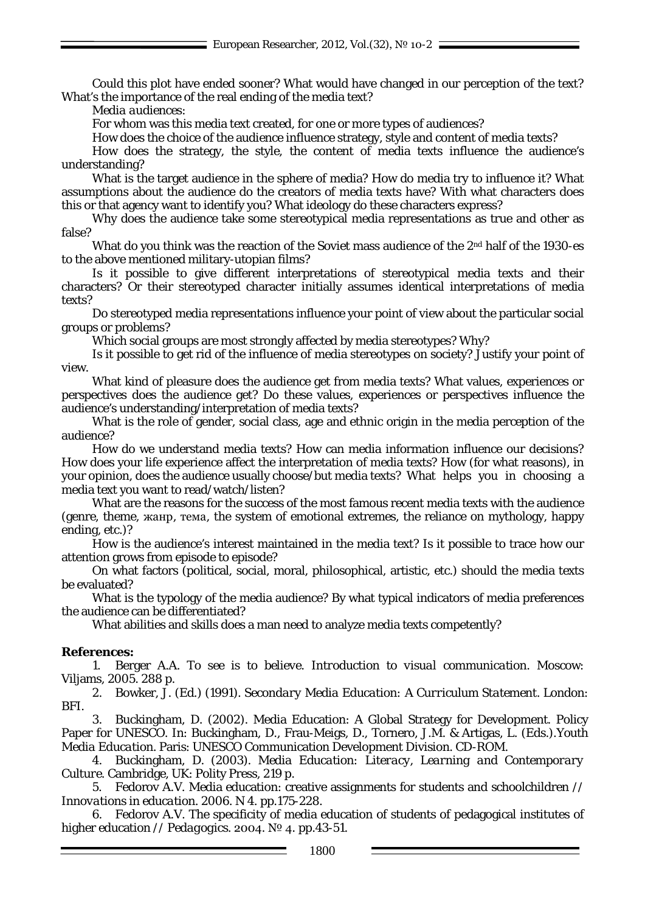Could this plot have ended sooner? What would have changed in our perception of the text? What's the importance of the real ending of the media text?

*Media audiences*:

For whom was this media text created, for one or more types of audiences?

How does the choice of the audience influence strategy, style and content of media texts?

How does the strategy, the style, the content of media texts influence the audience's understanding?

What is the target audience in the sphere of media? How do media try to influence it? What assumptions about the audience do the creators of media texts have? With what characters does this or that agency want to identify you? What ideology do these characters express?

Why does the audience take some stereotypical media representations as true and other as false?

What do you think was the reaction of the Soviet mass audience of the 2nd half of the 1930-es to the above mentioned military-utopian films?

Is it possible to give different interpretations of stereotypical media texts and their characters? Or their stereotyped character initially assumes identical interpretations of media texts?

Do stereotyped media representations influence your point of view about the particular social groups or problems?

Which social groups are most strongly affected by media stereotypes? Why?

Is it possible to get rid of the influence of media stereotypes on society? Justify your point of view.

What kind of pleasure does the audience get from media texts? What values, experiences or perspectives does the audience get? Do these values, experiences or perspectives influence the audience's understanding/interpretation of media texts?

What is the role of gender, social class, age and ethnic origin in the media perception of the audience?

How do we understand media texts? How can media information influence our decisions? How does your life experience affect the interpretation of media texts? How (for what reasons), in your opinion, does the audience usually choose/but media texts? What helps you in choosing a media text you want to read/watch/listen?

What are the reasons for the success of the most famous recent media texts with the audience (genre, theme, жанр, тема, the system of emotional extremes, the reliance on mythology, happy ending, etc.)?

How is the audience's interest maintained in the media text? Is it possible to trace how our attention grows from episode to episode?

On what factors (political, social, moral, philosophical, artistic, etc.) should the media texts be evaluated?

What is the typology of the media audience? By what typical indicators of media preferences the audience can be differentiated?

What abilities and skills does a man need to analyze media texts competently?

**References:**

1. Berger A.A. *To see is to believe. Introduction to visual communication*. Moscow: Viljams, 2005. 288 p.
2. Bowker, J. (Ed.) (1991). *Secondary Media Education: A Curriculum Statement*. London: BFI.
3. Buckingham, D. (2002). Media Education: A Global Strategy for Development. Policy Paper for UNESCO. In: Buckingham, D., Frau-Meigs, D., Tornero, J.M. & Artigas, L. (Eds.).*Youth Media Education*. Paris: UNESCO Communication Development Division. CD-ROM.
4. Buckingham, D. (2003). *Media Education: Literacy, Learning and Contemporary Culture*. Cambridge, UK: Polity Press, 219 p.
5. Fedorov A.V. Media education: creative assignments for students and schoolchildren // *Innovations in education*. 2006. N 4. pp.175-228.
6. Fedorov A.V. The specificity of media education of students of pedagogical institutes of higher education // *Pedagogics*. 2004. № 4. pp.43-51.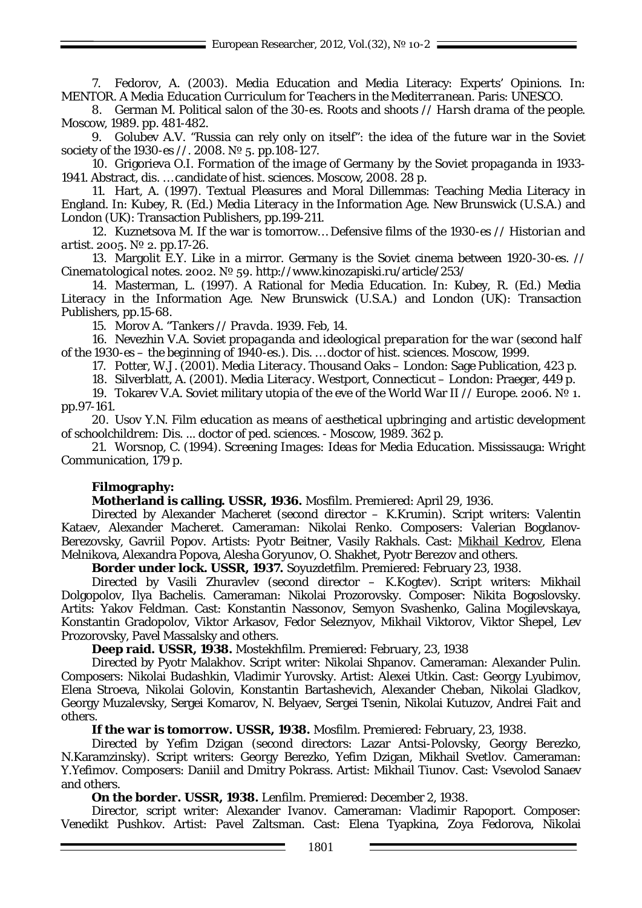7. Fedorov, A. (2003). Media Education and Media Literacy: Experts' Opinions. In: MENTOR. *A Media Education Curriculum for Teachers in the Mediterranean*. Paris: UNESCO.

8. German M. Political salon of the 30-es. Roots and shoots // *Harsh drama of the people*. Moscow, 1989. pp. 481-482.

9. Golubev A.V. "Russia can rely only on itself": the idea of the future war in the Soviet society of the 1930-es //. 2008. № 5. pp.108-127.

10. Grigorieva O.I. *Formation of the image of Germany by the Soviet propaganda in 1933-1941*. Abstract, dis. …candidate of hist. sciences. Moscow, 2008. 28 p.

11. Hart, A. (1997). Textual Pleasures and Moral Dillemmas: Teaching Media Literacy in England. In: Kubey, R. (Ed.) *Media Literacy in the Information Age*. New Brunswick (U.S.A.) and London (UK): Transaction Publishers, pp.199-211.

12. Kuznetsova M. If the war is tomorrow… Defensive films of the 1930-es // *Historian and artist*. 2005. № 2. pp.17-26.

13. Margolit E.Y. Like in a mirror. Germany is the Soviet cinema between 1920-30-es. // *Cinematological notes*. 2002. № 59. http://www.kinozapiski.ru/article/253/

14. Masterman, L. (1997). A Rational for Media Education. In: Kubey, R. (Ed.) *Media Literacy in the Information Age*. New Brunswick (U.S.A.) and London (UK): Transaction Publishers, pp.15-68.

15. Morov A. "Tankers // *Pravda*. 1939. Feb, 14.

16. Nevezhin V.A. *Soviet propaganda and ideological preparation for the war (second half of the 1930-es – the beginning of 1940-es.)*. Dis. … doctor of hist. sciences. Moscow, 1999.

17. Potter, W.J. (2001). *Media Literacy*. Thousand Oaks – London: Sage Publication, 423 p.

18. Silverblatt, A. (2001). *Media Literacy*. Westport, Connecticut – London: Praeger, 449 p.

19. Tokarev V.A. Soviet military utopia of the eve of the World War II // *Europe*. 2006. № 1. pp.97-161.

20. Usov Y.N. *Film education as means of aesthetical upbringing and artistic development of schoolchildrem*: Dis. ... doctor of ped. sciences. - Moscow, 1989. 362 p.

21. Worsnop, C. (1994). *Screening Images: Ideas for Media Education*. Mississauga: Wright Communication, 179 p.

**Filmography:**

**Motherland is calling. USSR, 1936.** Mosfilm. Premiered: April 29, 1936.

Directed by Alexander Macheret (second director – K.Krumin). Script writers: Valentin Kataev, Alexander Macheret. Cameraman: Nikolai Renko. Composers: Valerian Bogdanov-Berezovsky, Gavriil Popov. Artists: Pyotr Beitner, Vasily Rakhals. Cast: Mikhail Kedrov, Elena Melnikova, Alexandra Popova, Alesha Gorynov, O. Shakhet, Pyotr Berezov and others.

**Border under lock. USSR, 1937.** Soyuzdetfilm. Premiered: February 23, 1938.

Directed by Vasili Zhuravlev (second director – K.Kogtev). Script writers: Mikhail Dolgopolov, Ilya Bachelis. Cameraman: Nikolai Prozorovsky. Composer: Nikita Bogoslovsky. Artits: Yakov Feldman. Cast: Konstantin Nassonov, Semyon Svashenko, Galina Mogilevskaya, Konstantin Gradopolov, Viktor Arkasov, Fedor Seleznyov, Mikhail Viktorov, Viktor Shepel, Lev Prozorovsky, Pavel Massalsky and others.

**Deep raid. USSR, 1938.** Mostekhfilm. Premiered: February, 23, 1938

Directed by Pyotr Malakhov. Script writer: Nikolai Shpanov. Cameraman: Alexander Pulin. Composers: Nikolai Budashkin, Vladimir Yurovsky. Artist: Alexei Utkin. Cast: Georgy Lyubimov, Elena Stroeva, Nikolai Golovin, Konstantin Bartashevich, Alexander Cheban, Nikolai Gladkov, Georgy Muzalevsky, Sergei Komarov, N. Belyaev, Sergei Tsenin, Nikolai Kutuzov, Andrei Fait and others.

**If the war is tomorrow. USSR, 1938.** Mosfilm. Premiered: February, 23, 1938.

Directed by Yefim Dzigan (second directors: Lazar Antsi-Polovsky, Georgy Berezko, N.Karamzinsky). Script writers: Georgy Berezko, Yefim Dzigan, Mikhail Svetlov. Cameraman: Y.Yefimov. Composers: Daniil and Dmitry Pokrass. Artist: Mikhail Tiunov. Cast: Vsevolod Sanaev and others.

**On the border. USSR, 1938.** Lenfilm. Premiered: December 2, 1938.

Director, script writer: Alexander Ivanov. Cameraman: Vladimir Rapoport. Composer: Venedikt Pushkov. Artist: Pavel Zaltsman. Cast: Elena Tyapkina, Zoya Fedorova, Nikolai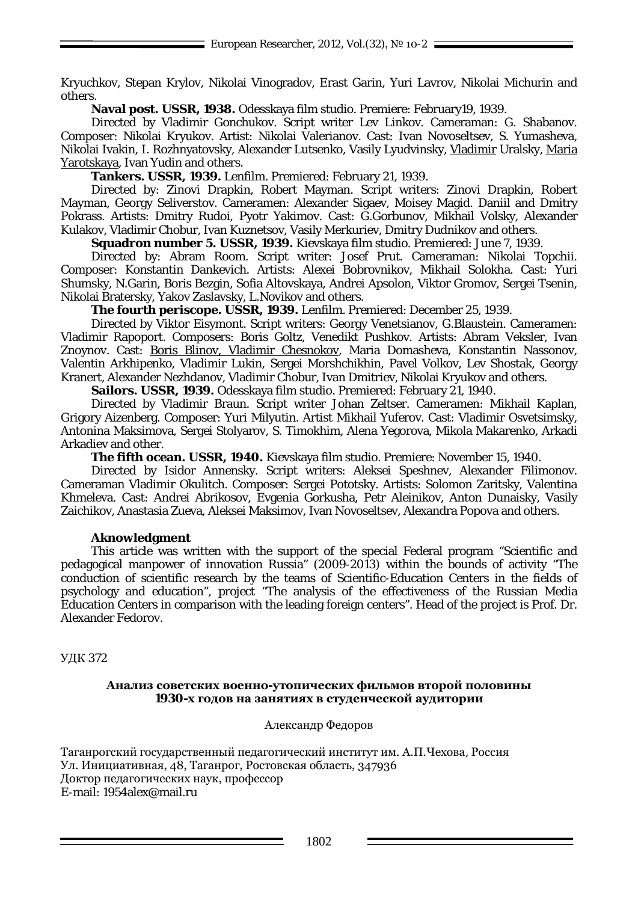Kryuchkov, Stepan Krylov, Nikolai Vinogradov, Erast Garin, Yuri Lavrov, Nikolai Michurin and others.

**Naval post. USSR, 1938.** Odesskaya film studio. Premiere: February19, 1939.

Directed by Vladimir Gonchukov. Script writer Lev Linkov. Cameraman: G. Shabanov. Composer: Nikolai Kryukov. Artist: Nikolai Valerianov. Cast: Ivan Novoseltsev, S. Yumasheva, Nikolai Ivakin, I. Rozhnyatovsky, Alexander Lutsenko, Vasily Lyudvinsky, Vladimir Uralsky, Maria Yarotskaya, Ivan Yudin and others.

**Tankers. USSR, 1939.** Lenfilm. Premiered: February 21, 1939.

Directed by: Zinovi Drapkin, Robert Mayman. Script writers: Zinovi Drapkin, Robert Mayman, Georgy Seliverstov. Cameramen: Alexander Sigaev, Moisey Magid. Daniil and Dmitry Pokrass. Artists: Dmitry Rudoi, Pyotr Yakimov. Cast: G.Gorbunov, Mikhail Volsky, Alexander Kulakov, Vladimir Chobur, Ivan Kuznetsov, Vasily Merkuriev, Dmitry Dudnikov and others.

**Squadron number 5. USSR, 1939.** Kievskaya film studio. Premiered: June 7, 1939.

Directed by: Abram Room. Script writer: Josef Prut. Cameraman: Nikolai Topchii. Composer: Konstantin Dankevich. Artists: Alexei Bobrovnikov, Mikhail Solokha. Cast: Yuri Shumsky, N.Garin, Boris Bezgin, Sofia Altovskaya, Andrei Apsolon, Viktor Gromov, Sergei Tsenin, Nikolai Bratersky, Yakov Zaslavsky, L.Novikov and others.

**The fourth periscope. USSR, 1939.** Lenfilm. Premiered: December 25, 1939.

Directed by Viktor Eisymont. Script writers: Georgy Venetsianov, G.Blaustein. Cameramen: Vladimir Rapoport. Composers: Boris Goltz, Venedikt Pushkov. Artists: Abram Veksler, Ivan Znoynov. Cast: Boris Blinov, Vladimir Chesnokov, Maria Domasheva, Konstantin Nassonov, Valentin Arkhipenko, Vladimir Lukin, Sergei Morshchikhin, Pavel Volkov, Lev Shostak, Georgy Kranert, Alexander Nezhdanov, Vladimir Chobur, Ivan Dmitriev, Nikolai Kryukov and others.

**Sailors. USSR, 1939.** Odesskaya film studio. Premiered: February 21, 1940.

Directed by Vladimir Braun. Script writer Johan Zeltser. Cameramen: Mikhail Kaplan, Grigory Aizenberg. Composer: Yuri Milyutin. Artist Mikhail Yuferov. Cast: Vladimir Osvetsimsky, Antonina Maksimova, Sergei Stolyarov, S. Timokhim, Alena Yegorova, Mikola Makarenko, Arkadi Arkadiev and other.

**The fifth ocean. USSR, 1940.** Kievskaya film studio. Premiere: November 15, 1940.

Directed by Isidor Annensky. Script writers: Aleksei Speshnev, Alexander Filimonov. Cameraman Vladimir Okulitch. Composer: Sergei Pototsky. Artists: Solomon Zaritsky, Valentina Khmeleva. Cast: Andrei Abrikosov, Evgenia Gorkusha, Petr Aleinikov, Anton Dunaisky, Vasily Zaichikov, Anastasia Zueva, Aleksei Maksimov, Ivan Novoseltsev, Alexandra Popova and others.

**Aknowledgment**

This article was written with the support of the special Federal program "Scientific and pedagogical manpower of innovation Russia" (2009-2013) within the bounds of activity "The conduction of scientific research by the teams of Scientific-Education Centers in the fields of psychology and education", project "The analysis of the effectiveness of the Russian Media Education Centers in comparison with the leading foreign centers". Head of the project is Prof. Dr. Alexander Fedorov.

УДК 372

## Анализ советских военно-утопических фильмов второй половины 1930-х годов на занятиях в студенческой аудитории

Александр Федоров

Таганрогский государственный педагогический институт им. А.П.Чехова, Россия
Ул. Инициативная, 48, Таганрог, Ростовская область, 347936
Доктор педагогических наук, профессор
E-mail: 1954alex@mail.ru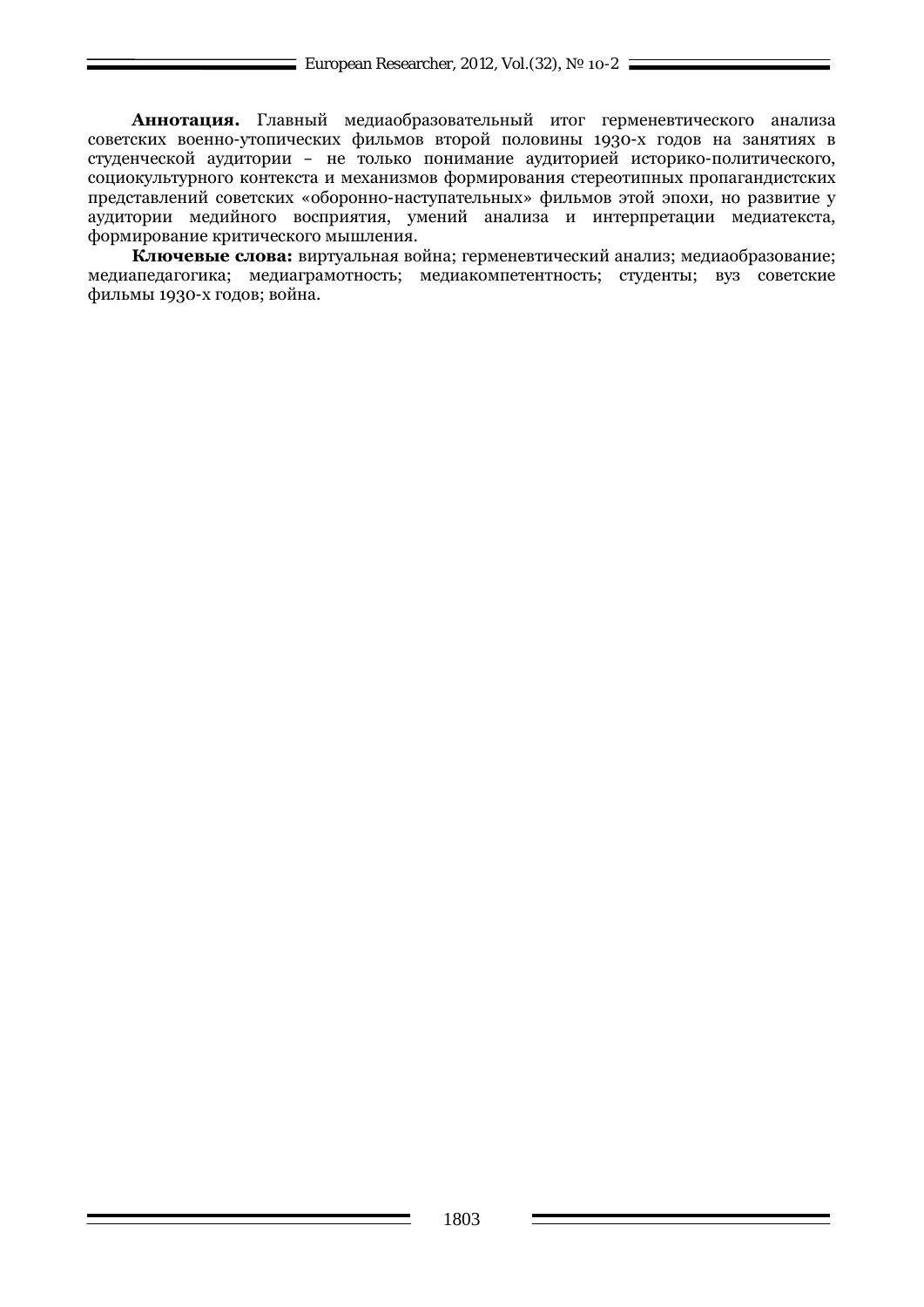**Аннотация.** Главный медиаобразовательный итог герменевтического анализа советских военно-утопических фильмов второй половины 1930-х годов на занятиях в студенческой аудитории – не только понимание аудиторией историко-политического, социокультурного контекста и механизмов формирования стереотипных пропагандистских представлений советских «оборонно-наступательных» фильмов этой эпохи, но развитие у аудитории медийного восприятия, умений анализа и интерпретации медиатекста, формирование критического мышления.

**Ключевые слова:** виртуальная война; герменевтический анализ; медиаобразование; медиапедагогика; медиаграмотность; медиакомпетентность; студенты; вуз советские фильмы 1930-х годов; война.